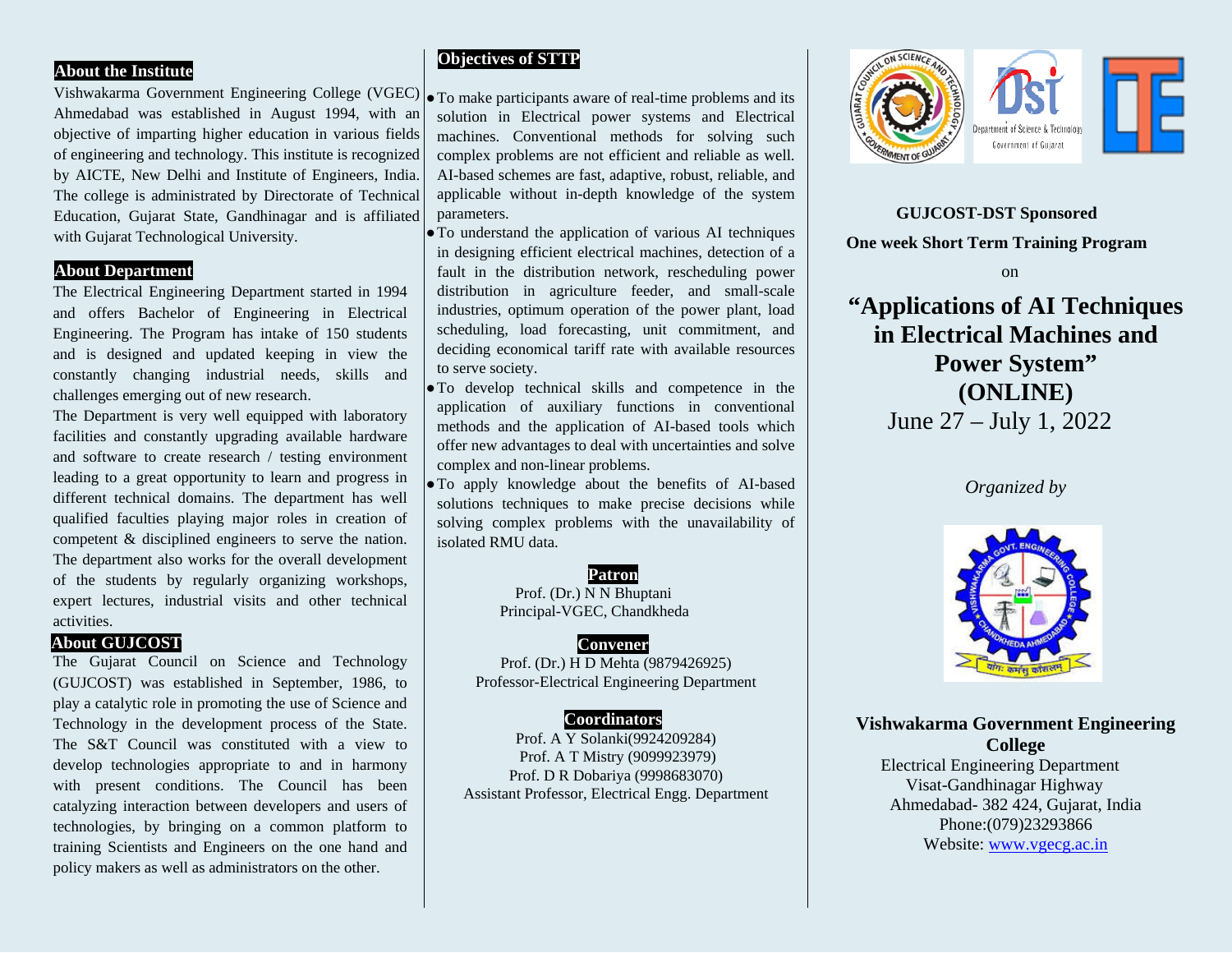## About the Institute

Vishwakarma Government Engineering College (VGEC) Ahmedabad was established in August 1994, with an objective of imparting higher education in various fields of engineering and technology. This institute is recognized by AICTE, New Delhi and Institute of Engineers, India. The college is administrated by Directorate of Technical Education, Gujarat State, Gandhinagar and is affiliated with Gujarat Technological University.

## About Department

The Electrical Engineering Department started in 1994 and offers Bachelor of Engineering in Electrical Engineering. The Program has intake of 150 students and is designed and updated keeping in view the constantly changing industrial needs, skills and challenges emerging out of new research.

The Department is very well equipped with laboratory facilities and constantly upgrading available hardware and software to create research / testing environment leading to a great opportunity to learn and progress in different technical domains. The department has well qualified faculties playing major roles in creation of competent & disciplined engineers to serve the nation. The department also works for the overall development of the students by regularly organizing workshops, expert lectures, industrial visits and other technical activities.

## About GUJCOST

The Gujarat Council on Science and Technology (GUJCOST) was established in September, 1986, to play a catalytic role in promoting the use of Science and Technology in the development process of the State. The S&T Council was constituted with a view to develop technologies appropriate to and in harmony with present conditions. The Council has been catalyzing interaction between developers and users of technologies, by bringing on a common platform to training Scientists and Engineers on the one hand and policy makers as well as administrators on the other.

## Objectives of STTP

- To make participants aware of real-time problems and its solution in Electrical power systems and Electrical machines. Conventional methods for solving such complex problems are not efficient and reliable as well. AI-based schemes are fast, adaptive, robust, reliable, and applicable without in-depth knowledge of the system parameters.
- To understand the application of various AI techniques in designing efficient electrical machines, detection of a fault in the distribution network, rescheduling power distribution in agriculture feeder, and small-scale industries, optimum operation of the power plant, load scheduling, load forecasting, unit commitment, and deciding economical tariff rate with available resources to serve society.
- To develop technical skills and competence in the application of auxiliary functions in conventional methods and the application of AI-based tools which offer new advantages to deal with uncertainties and solve complex and non-linear problems.
- To apply knowledge about the benefits of AI-based solutions techniques to make precise decisions while solving complex problems with the unavailability of isolated RMU data.

### Patron

Prof. (Dr.) N N Bhuptani
Principal-VGEC, Chandkheda

### Convener

Prof. (Dr.) H D Mehta (9879426925)
Professor-Electrical Engineering Department

### Coordinators

Prof. A Y Solanki(9924209284)
Prof. A T Mistry (9099923979)
Prof. D R Dobariya (9998683070)
Assistant Professor, Electrical Engg. Department

**GUJCOST-DST Sponsored**

**One week Short Term Training Program**

on

# "Applications of AI Techniques in Electrical Machines and Power System" (ONLINE)

June 27 – July 1, 2022

*Organized by*

**Vishwakarma Government Engineering College**

Electrical Engineering Department
Visat-Gandhinagar Highway
Ahmedabad- 382 424, Gujarat, India
Phone:(079)23293866
Website: www.vgecg.ac.in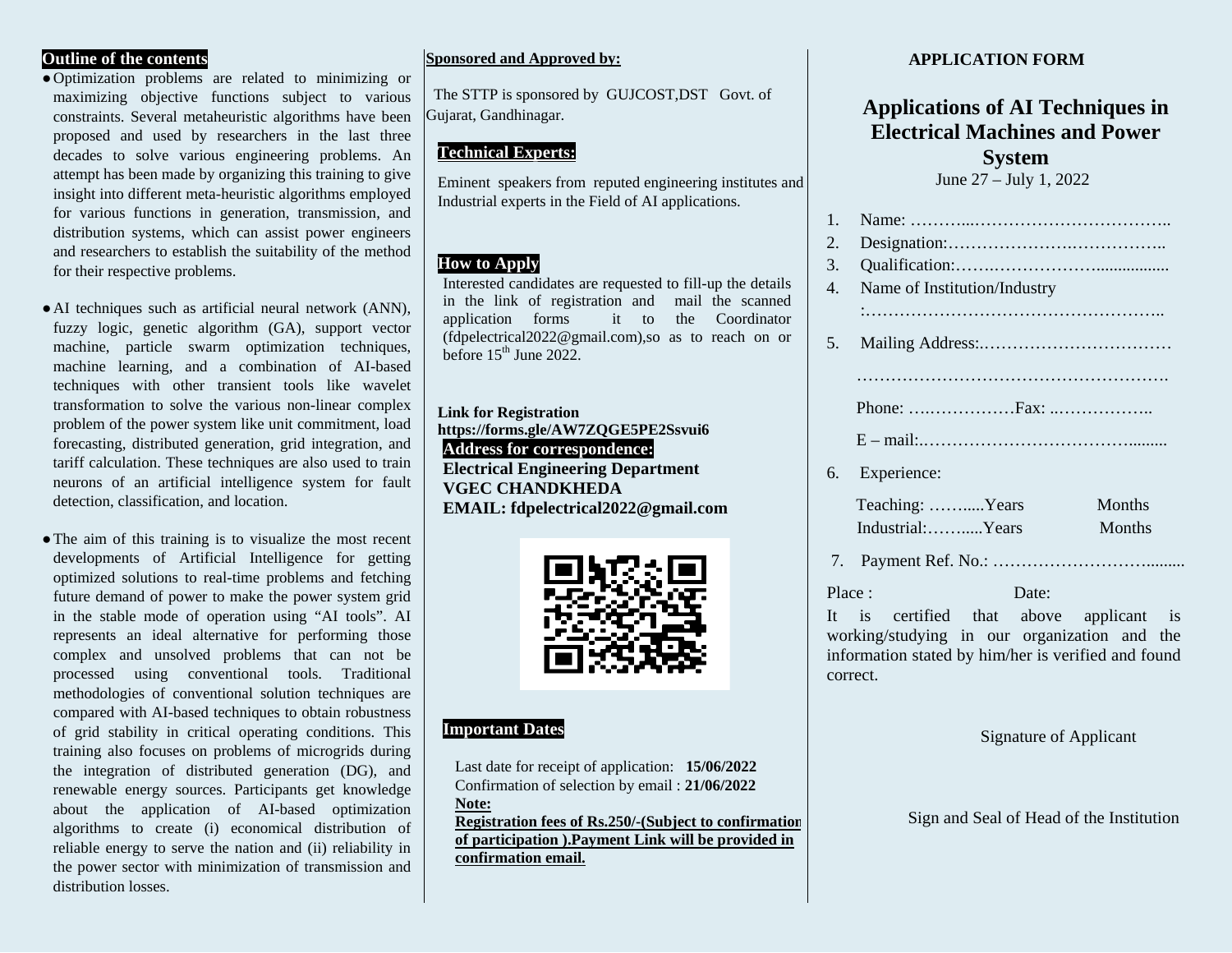## Outline of the contents

- Optimization problems are related to minimizing or maximizing objective functions subject to various constraints. Several metaheuristic algorithms have been proposed and used by researchers in the last three decades to solve various engineering problems. An attempt has been made by organizing this training to give insight into different meta-heuristic algorithms employed for various functions in generation, transmission, and distribution systems, which can assist power engineers and researchers to establish the suitability of the method for their respective problems.

- AI techniques such as artificial neural network (ANN), fuzzy logic, genetic algorithm (GA), support vector machine, particle swarm optimization techniques, machine learning, and a combination of AI-based techniques with other transient tools like wavelet transformation to solve the various non-linear complex problem of the power system like unit commitment, load forecasting, distributed generation, grid integration, and tariff calculation. These techniques are also used to train neurons of an artificial intelligence system for fault detection, classification, and location.

- The aim of this training is to visualize the most recent developments of Artificial Intelligence for getting optimized solutions to real-time problems and fetching future demand of power to make the power system grid in the stable mode of operation using "AI tools". AI represents an ideal alternative for performing those complex and unsolved problems that can not be processed using conventional tools. Traditional methodologies of conventional solution techniques are compared with AI-based techniques to obtain robustness of grid stability in critical operating conditions. This training also focuses on problems of microgrids during the integration of distributed generation (DG), and renewable energy sources. Participants get knowledge about the application of AI-based optimization algorithms to create (i) economical distribution of reliable energy to serve the nation and (ii) reliability in the power sector with minimization of transmission and distribution losses.

## Sponsored and Approved by:

The STTP is sponsored by GUJCOST,DST Govt. of Gujarat, Gandhinagar.

## Technical Experts:

Eminent speakers from reputed engineering institutes and Industrial experts in the Field of AI applications.

## How to Apply

Interested candidates are requested to fill-up the details in the link of registration and mail the scanned application forms it to the Coordinator (fdpelectrical2022@gmail.com),so as to reach on or before 15th June 2022.

**Link for Registration**
**https://forms.gle/AW7ZQGE5PE2Ssvui6**

**Address for correspondence:**
**Electrical Engineering Department**
**VGEC CHANDKHEDA**
**EMAIL: fdpelectrical2022@gmail.com**

## Important Dates

Last date for receipt of application: **15/06/2022**
Confirmation of selection by email : **21/06/2022**

**Note:**
**Registration fees of Rs.250/-(Subject to confirmation of participation ).Payment Link will be provided in confirmation email.**

## APPLICATION FORM

# Applications of AI Techniques in Electrical Machines and Power System

June 27 – July 1, 2022

1. Name: …………………………………………..
2. Designation:……………………………………..
3. Qualification:……………………………..............
4. Name of Institution/Industry :……………………………………………..
5. Mailing Address:.……………………………
   ……………………………………………….
   Phone: ….……………Fax: ..……………..
   E – mail:.……………………………….........
6. Experience:
   Teaching: ……......Years Months
   Industrial:……......Years Months
7. Payment Ref. No.: ………………………….........

Place : Date:

It is certified that above applicant is working/studying in our organization and the information stated by him/her is verified and found correct.

Signature of Applicant

Sign and Seal of Head of the Institution